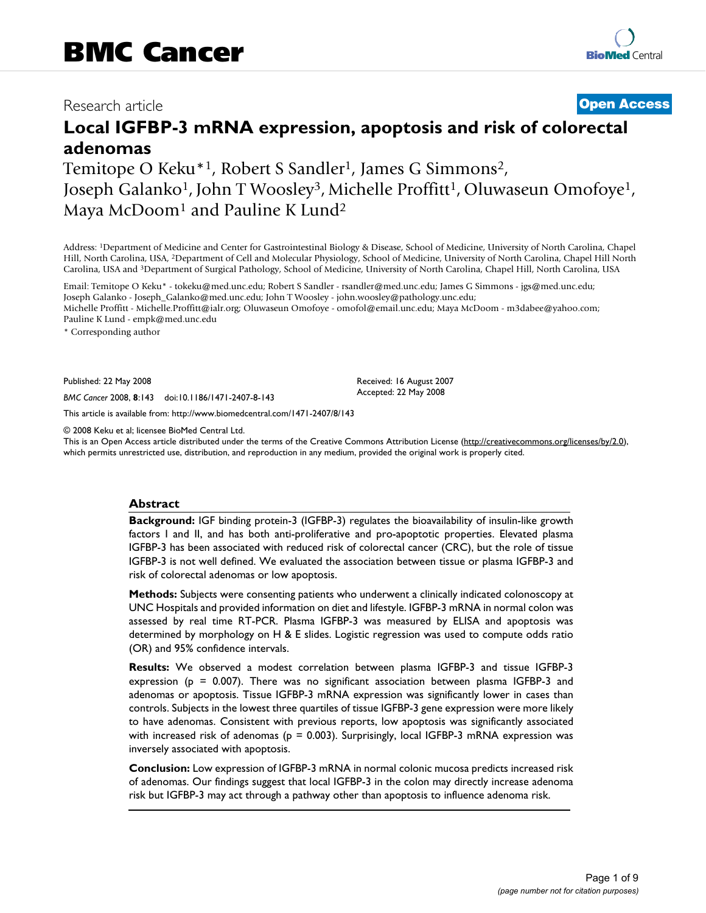BMC Cancer

Research article

Open Access

# Local IGFBP-3 mRNA expression, apoptosis and risk of colorectal adenomas

Temitope O Keku*[1], Robert S Sandler[1], James G Simmons[2], Joseph Galanko[1], John T Woosley[3], Michelle Proffitt[1], Oluwaseun Omofoye[1], Maya McDoom[1] and Pauline K Lund[2]

Address: [1]Department of Medicine and Center for Gastrointestinal Biology & Disease, School of Medicine, University of North Carolina, Chapel Hill, North Carolina, USA, [2]Department of Cell and Molecular Physiology, School of Medicine, University of North Carolina, Chapel Hill North Carolina, USA and [3]Department of Surgical Pathology, School of Medicine, University of North Carolina, Chapel Hill, North Carolina, USA

Email: Temitope O Keku* - tokeku@med.unc.edu; Robert S Sandler - rsandler@med.unc.edu; James G Simmons - jgs@med.unc.edu; Joseph Galanko - Joseph_Galanko@med.unc.edu; John T Woosley - john.woosley@pathology.unc.edu; Michelle Proffitt - Michelle.Proffitt@ialr.org; Oluwaseun Omofoye - omofol@email.unc.edu; Maya McDoom - m3dabee@yahoo.com; Pauline K Lund - empk@med.unc.edu

* Corresponding author

Published: 22 May 2008

*BMC Cancer* 2008, **8**:143 doi:10.1186/1471-2407-8-143

Received: 16 August 2007
Accepted: 22 May 2008

This article is available from: http://www.biomedcentral.com/1471-2407/8/143

© 2008 Keku et al; licensee BioMed Central Ltd.
This is an Open Access article distributed under the terms of the Creative Commons Attribution License (http://creativecommons.org/licenses/by/2.0), which permits unrestricted use, distribution, and reproduction in any medium, provided the original work is properly cited.

## Abstract

**Background:** IGF binding protein-3 (IGFBP-3) regulates the bioavailability of insulin-like growth factors I and II, and has both anti-proliferative and pro-apoptotic properties. Elevated plasma IGFBP-3 has been associated with reduced risk of colorectal cancer (CRC), but the role of tissue IGFBP-3 is not well defined. We evaluated the association between tissue or plasma IGFBP-3 and risk of colorectal adenomas or low apoptosis.

**Methods:** Subjects were consenting patients who underwent a clinically indicated colonoscopy at UNC Hospitals and provided information on diet and lifestyle. IGFBP-3 mRNA in normal colon was assessed by real time RT-PCR. Plasma IGFBP-3 was measured by ELISA and apoptosis was determined by morphology on H & E slides. Logistic regression was used to compute odds ratio (OR) and 95% confidence intervals.

**Results:** We observed a modest correlation between plasma IGFBP-3 and tissue IGFBP-3 expression ($p = 0.007$). There was no significant association between plasma IGFBP-3 and adenomas or apoptosis. Tissue IGFBP-3 mRNA expression was significantly lower in cases than controls. Subjects in the lowest three quartiles of tissue IGFBP-3 gene expression were more likely to have adenomas. Consistent with previous reports, low apoptosis was significantly associated with increased risk of adenomas ($p = 0.003$). Surprisingly, local IGFBP-3 mRNA expression was inversely associated with apoptosis.

**Conclusion:** Low expression of IGFBP-3 mRNA in normal colonic mucosa predicts increased risk of adenomas. Our findings suggest that local IGFBP-3 in the colon may directly increase adenoma risk but IGFBP-3 may act through a pathway other than apoptosis to influence adenoma risk.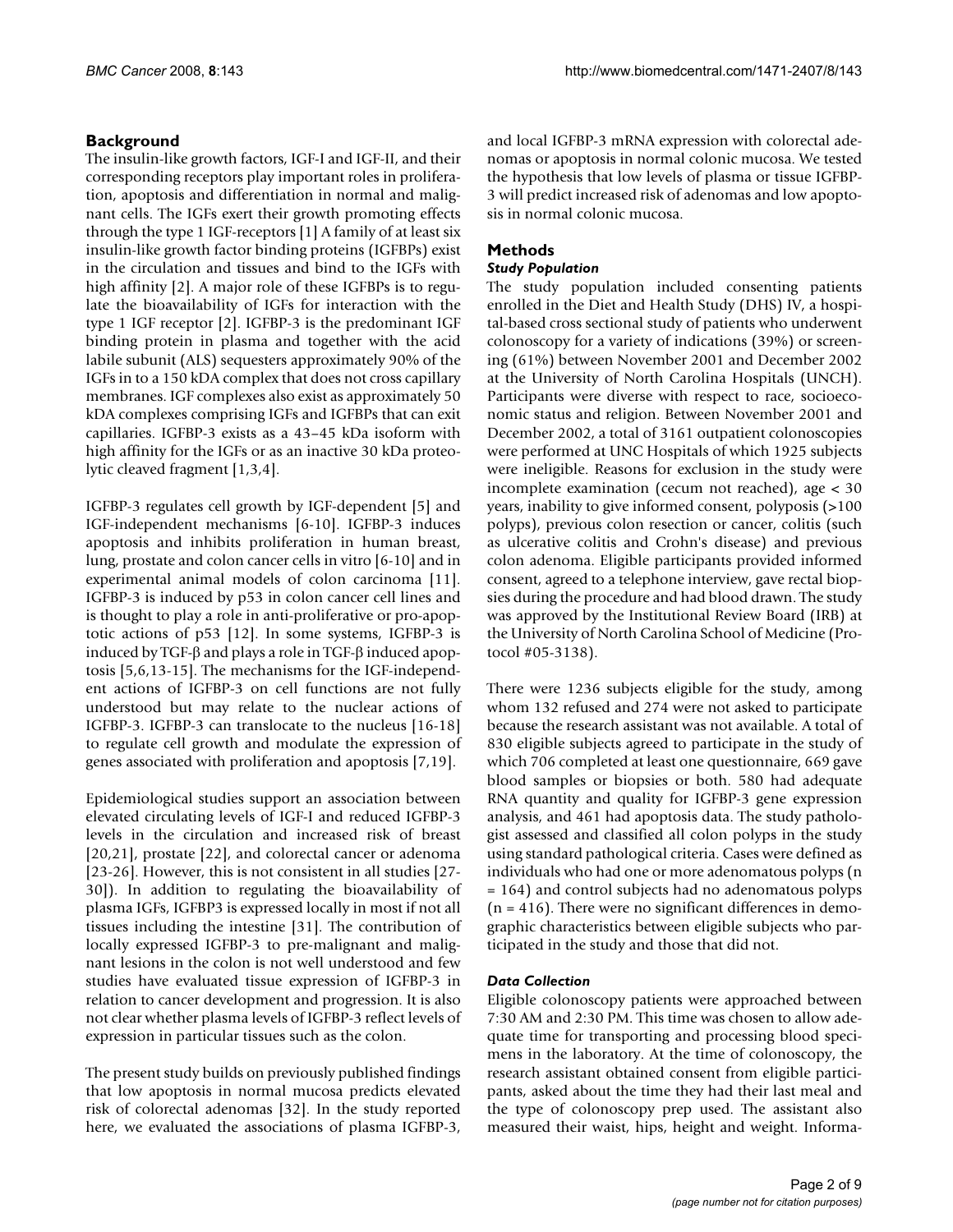## Background

The insulin-like growth factors, IGF-I and IGF-II, and their corresponding receptors play important roles in proliferation, apoptosis and differentiation in normal and malignant cells. The IGFs exert their growth promoting effects through the type 1 IGF-receptors [1] A family of at least six insulin-like growth factor binding proteins (IGFBPs) exist in the circulation and tissues and bind to the IGFs with high affinity [2]. A major role of these IGFBPs is to regulate the bioavailability of IGFs for interaction with the type 1 IGF receptor [2]. IGFBP-3 is the predominant IGF binding protein in plasma and together with the acid labile subunit (ALS) sequesters approximately 90% of the IGFs in to a 150 kDA complex that does not cross capillary membranes. IGF complexes also exist as approximately 50 kDA complexes comprising IGFs and IGFBPs that can exit capillaries. IGFBP-3 exists as a 43–45 kDa isoform with high affinity for the IGFs or as an inactive 30 kDa proteolytic cleaved fragment [1,3,4].

IGFBP-3 regulates cell growth by IGF-dependent [5] and IGF-independent mechanisms [6-10]. IGFBP-3 induces apoptosis and inhibits proliferation in human breast, lung, prostate and colon cancer cells in vitro [6-10] and in experimental animal models of colon carcinoma [11]. IGFBP-3 is induced by p53 in colon cancer cell lines and is thought to play a role in anti-proliferative or pro-apoptotic actions of p53 [12]. In some systems, IGFBP-3 is induced by TGF-β and plays a role in TGF-β induced apoptosis [5,6,13-15]. The mechanisms for the IGF-independent actions of IGFBP-3 on cell functions are not fully understood but may relate to the nuclear actions of IGFBP-3. IGFBP-3 can translocate to the nucleus [16-18] to regulate cell growth and modulate the expression of genes associated with proliferation and apoptosis [7,19].

Epidemiological studies support an association between elevated circulating levels of IGF-I and reduced IGFBP-3 levels in the circulation and increased risk of breast [20,21], prostate [22], and colorectal cancer or adenoma [23-26]. However, this is not consistent in all studies [27-30]). In addition to regulating the bioavailability of plasma IGFs, IGFBP3 is expressed locally in most if not all tissues including the intestine [31]. The contribution of locally expressed IGFBP-3 to pre-malignant and malignant lesions in the colon is not well understood and few studies have evaluated tissue expression of IGFBP-3 in relation to cancer development and progression. It is also not clear whether plasma levels of IGFBP-3 reflect levels of expression in particular tissues such as the colon.

The present study builds on previously published findings that low apoptosis in normal mucosa predicts elevated risk of colorectal adenomas [32]. In the study reported here, we evaluated the associations of plasma IGFBP-3, and local IGFBP-3 mRNA expression with colorectal adenomas or apoptosis in normal colonic mucosa. We tested the hypothesis that low levels of plasma or tissue IGFBP-3 will predict increased risk of adenomas and low apoptosis in normal colonic mucosa.

## Methods

### *Study Population*

The study population included consenting patients enrolled in the Diet and Health Study (DHS) IV, a hospital-based cross sectional study of patients who underwent colonoscopy for a variety of indications (39%) or screening (61%) between November 2001 and December 2002 at the University of North Carolina Hospitals (UNCH). Participants were diverse with respect to race, socioeconomic status and religion. Between November 2001 and December 2002, a total of 3161 outpatient colonoscopies were performed at UNC Hospitals of which 1925 subjects were ineligible. Reasons for exclusion in the study were incomplete examination (cecum not reached), age < 30 years, inability to give informed consent, polyposis (>100 polyps), previous colon resection or cancer, colitis (such as ulcerative colitis and Crohn's disease) and previous colon adenoma. Eligible participants provided informed consent, agreed to a telephone interview, gave rectal biopsies during the procedure and had blood drawn. The study was approved by the Institutional Review Board (IRB) at the University of North Carolina School of Medicine (Protocol #05-3138).

There were 1236 subjects eligible for the study, among whom 132 refused and 274 were not asked to participate because the research assistant was not available. A total of 830 eligible subjects agreed to participate in the study of which 706 completed at least one questionnaire, 669 gave blood samples or biopsies or both. 580 had adequate RNA quantity and quality for IGFBP-3 gene expression analysis, and 461 had apoptosis data. The study pathologist assessed and classified all colon polyps in the study using standard pathological criteria. Cases were defined as individuals who had one or more adenomatous polyps (n = 164) and control subjects had no adenomatous polyps (n = 416). There were no significant differences in demographic characteristics between eligible subjects who participated in the study and those that did not.

### *Data Collection*

Eligible colonoscopy patients were approached between 7:30 AM and 2:30 PM. This time was chosen to allow adequate time for transporting and processing blood specimens in the laboratory. At the time of colonoscopy, the research assistant obtained consent from eligible participants, asked about the time they had their last meal and the type of colonoscopy prep used. The assistant also measured their waist, hips, height and weight. Informa-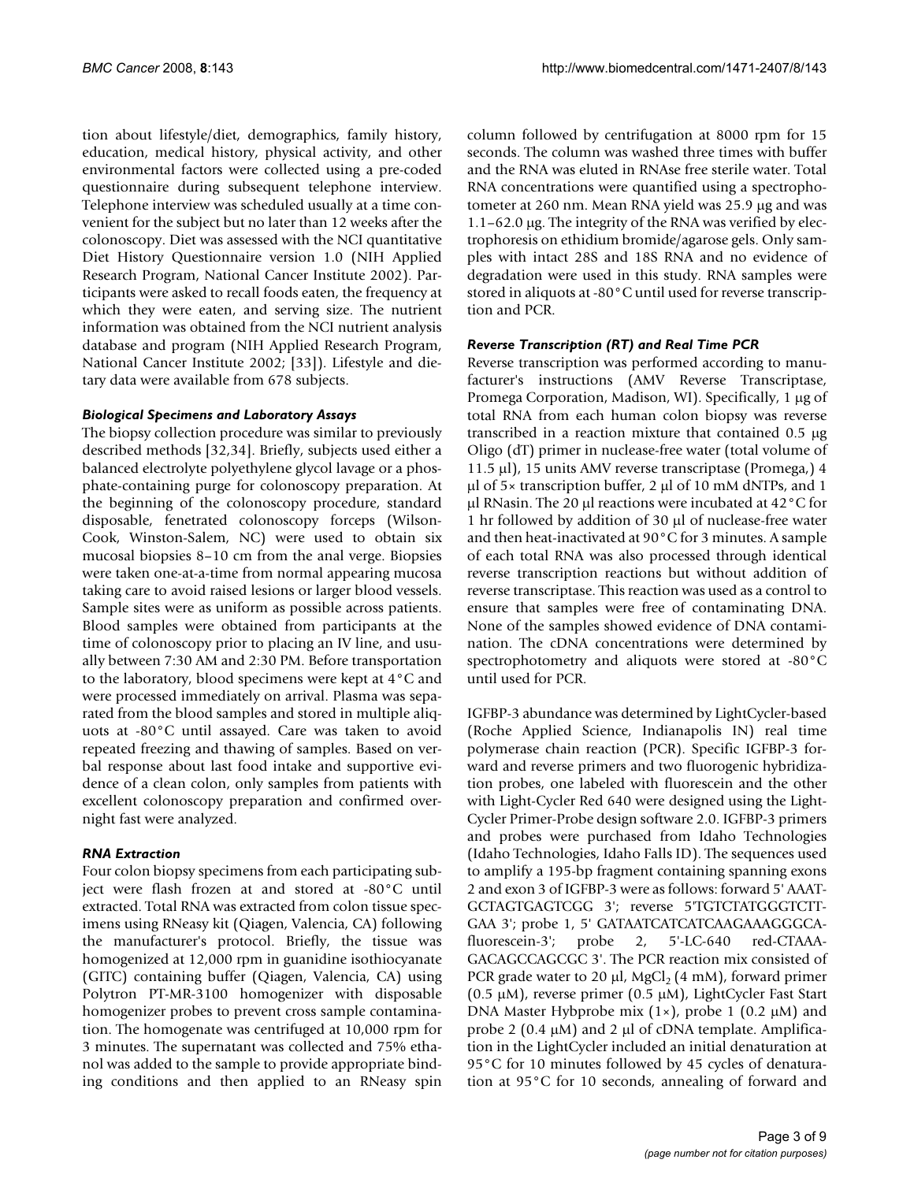tion about lifestyle/diet, demographics, family history, education, medical history, physical activity, and other environmental factors were collected using a pre-coded questionnaire during subsequent telephone interview. Telephone interview was scheduled usually at a time convenient for the subject but no later than 12 weeks after the colonoscopy. Diet was assessed with the NCI quantitative Diet History Questionnaire version 1.0 (NIH Applied Research Program, National Cancer Institute 2002). Participants were asked to recall foods eaten, the frequency at which they were eaten, and serving size. The nutrient information was obtained from the NCI nutrient analysis database and program (NIH Applied Research Program, National Cancer Institute 2002; [33]). Lifestyle and dietary data were available from 678 subjects.

### *Biological Specimens and Laboratory Assays*

The biopsy collection procedure was similar to previously described methods [32,34]. Briefly, subjects used either a balanced electrolyte polyethylene glycol lavage or a phosphate-containing purge for colonoscopy preparation. At the beginning of the colonoscopy procedure, standard disposable, fenetrated colonoscopy forceps (Wilson-Cook, Winston-Salem, NC) were used to obtain six mucosal biopsies 8–10 cm from the anal verge. Biopsies were taken one-at-a-time from normal appearing mucosa taking care to avoid raised lesions or larger blood vessels. Sample sites were as uniform as possible across patients. Blood samples were obtained from participants at the time of colonoscopy prior to placing an IV line, and usually between 7:30 AM and 2:30 PM. Before transportation to the laboratory, blood specimens were kept at 4°C and were processed immediately on arrival. Plasma was separated from the blood samples and stored in multiple aliquots at -80°C until assayed. Care was taken to avoid repeated freezing and thawing of samples. Based on verbal response about last food intake and supportive evidence of a clean colon, only samples from patients with excellent colonoscopy preparation and confirmed overnight fast were analyzed.

### *RNA Extraction*

Four colon biopsy specimens from each participating subject were flash frozen at and stored at -80°C until extracted. Total RNA was extracted from colon tissue specimens using RNeasy kit (Qiagen, Valencia, CA) following the manufacturer's protocol. Briefly, the tissue was homogenized at 12,000 rpm in guanidine isothiocyanate (GITC) containing buffer (Qiagen, Valencia, CA) using Polytron PT-MR-3100 homogenizer with disposable homogenizer probes to prevent cross sample contamination. The homogenate was centrifuged at 10,000 rpm for 3 minutes. The supernatant was collected and 75% ethanol was added to the sample to provide appropriate binding conditions and then applied to an RNeasy spin column followed by centrifugation at 8000 rpm for 15 seconds. The column was washed three times with buffer and the RNA was eluted in RNAse free sterile water. Total RNA concentrations were quantified using a spectrophotometer at 260 nm. Mean RNA yield was 25.9 μg and was 1.1–62.0 μg. The integrity of the RNA was verified by electrophoresis on ethidium bromide/agarose gels. Only samples with intact 28S and 18S RNA and no evidence of degradation were used in this study. RNA samples were stored in aliquots at -80°C until used for reverse transcription and PCR.

### *Reverse Transcription (RT) and Real Time PCR*

Reverse transcription was performed according to manufacturer's instructions (AMV Reverse Transcriptase, Promega Corporation, Madison, WI). Specifically, 1 μg of total RNA from each human colon biopsy was reverse transcribed in a reaction mixture that contained 0.5 μg Oligo (dT) primer in nuclease-free water (total volume of 11.5 μl), 15 units AMV reverse transcriptase (Promega,) 4 μl of 5× transcription buffer, 2 μl of 10 mM dNTPs, and 1 μl RNasin. The 20 μl reactions were incubated at 42°C for 1 hr followed by addition of 30 μl of nuclease-free water and then heat-inactivated at 90°C for 3 minutes. A sample of each total RNA was also processed through identical reverse transcription reactions but without addition of reverse transcriptase. This reaction was used as a control to ensure that samples were free of contaminating DNA. None of the samples showed evidence of DNA contamination. The cDNA concentrations were determined by spectrophotometry and aliquots were stored at -80°C until used for PCR.

IGFBP-3 abundance was determined by LightCycler-based (Roche Applied Science, Indianapolis IN) real time polymerase chain reaction (PCR). Specific IGFBP-3 forward and reverse primers and two fluorogenic hybridization probes, one labeled with fluorescein and the other with Light-Cycler Red 640 were designed using the LightCycler Primer-Probe design software 2.0. IGFBP-3 primers and probes were purchased from Idaho Technologies (Idaho Technologies, Idaho Falls ID). The sequences used to amplify a 195-bp fragment containing spanning exons 2 and exon 3 of IGFBP-3 were as follows: forward 5' AAATGCTAGTGAGTCGG 3'; reverse 5'TGTCTATGGGTCTTGAA 3'; probe 1, 5' GATAATCATCATCAAGAAAGGGCA-fluorescein-3'; probe 2, 5'-LC-640 red-CTAAAGACAGCCAGCGC 3'. The PCR reaction mix consisted of PCR grade water to 20 μl, $MgCl_2$ (4 mM), forward primer (0.5 μM), reverse primer (0.5 μM), LightCycler Fast Start DNA Master Hybprobe mix (1×), probe 1 (0.2 μM) and probe 2 (0.4 μM) and 2 μl of cDNA template. Amplification in the LightCycler included an initial denaturation at 95°C for 10 minutes followed by 45 cycles of denaturation at 95°C for 10 seconds, annealing of forward and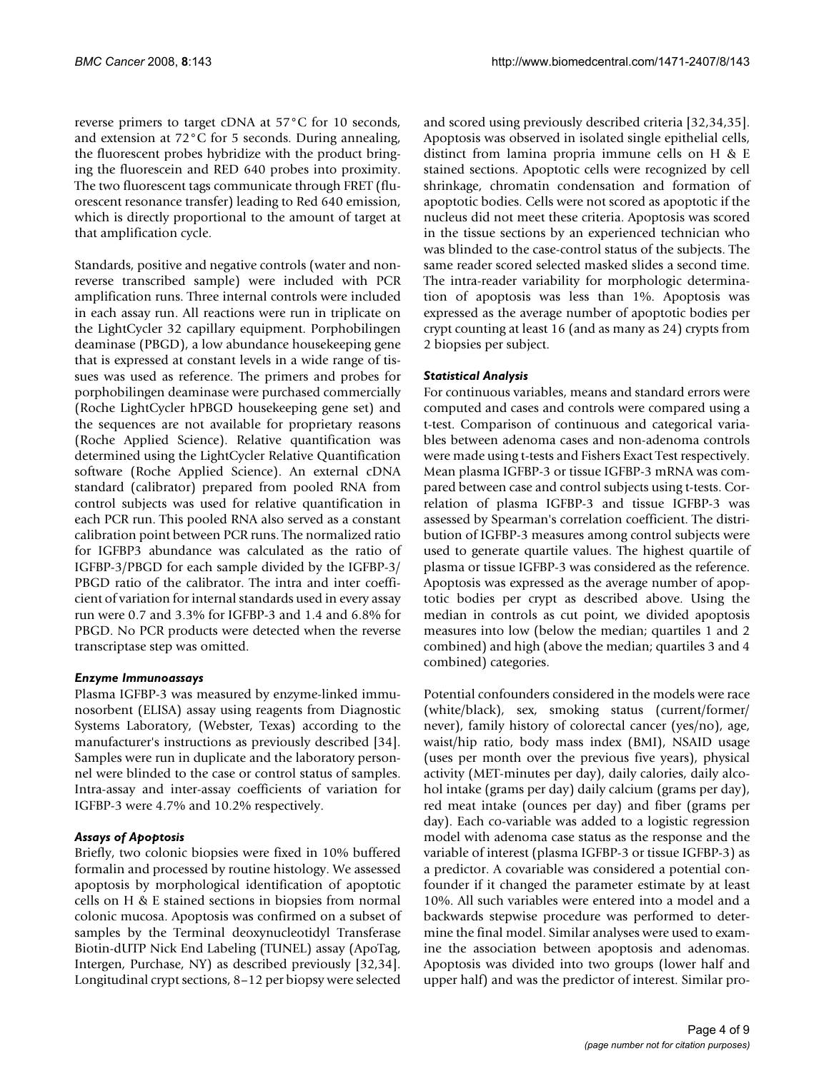reverse primers to target cDNA at 57°C for 10 seconds, and extension at 72°C for 5 seconds. During annealing, the fluorescent probes hybridize with the product bringing the fluorescein and RED 640 probes into proximity. The two fluorescent tags communicate through FRET (fluorescent resonance transfer) leading to Red 640 emission, which is directly proportional to the amount of target at that amplification cycle.

Standards, positive and negative controls (water and non-reverse transcribed sample) were included with PCR amplification runs. Three internal controls were included in each assay run. All reactions were run in triplicate on the LightCycler 32 capillary equipment. Porphobilingen deaminase (PBGD), a low abundance housekeeping gene that is expressed at constant levels in a wide range of tissues was used as reference. The primers and probes for porphobilingen deaminase were purchased commercially (Roche LightCycler hPBGD housekeeping gene set) and the sequences are not available for proprietary reasons (Roche Applied Science). Relative quantification was determined using the LightCycler Relative Quantification software (Roche Applied Science). An external cDNA standard (calibrator) prepared from pooled RNA from control subjects was used for relative quantification in each PCR run. This pooled RNA also served as a constant calibration point between PCR runs. The normalized ratio for IGFBP3 abundance was calculated as the ratio of IGFBP-3/PBGD for each sample divided by the IGFBP-3/PBGD ratio of the calibrator. The intra and inter coefficient of variation for internal standards used in every assay run were 0.7 and 3.3% for IGFBP-3 and 1.4 and 6.8% for PBGD. No PCR products were detected when the reverse transcriptase step was omitted.

### *Enzyme Immunoassays*

Plasma IGFBP-3 was measured by enzyme-linked immunosorbent (ELISA) assay using reagents from Diagnostic Systems Laboratory, (Webster, Texas) according to the manufacturer's instructions as previously described [34]. Samples were run in duplicate and the laboratory personnel were blinded to the case or control status of samples. Intra-assay and inter-assay coefficients of variation for IGFBP-3 were 4.7% and 10.2% respectively.

### *Assays of Apoptosis*

Briefly, two colonic biopsies were fixed in 10% buffered formalin and processed by routine histology. We assessed apoptosis by morphological identification of apoptotic cells on H & E stained sections in biopsies from normal colonic mucosa. Apoptosis was confirmed on a subset of samples by the Terminal deoxynucleotidyl Transferase Biotin-dUTP Nick End Labeling (TUNEL) assay (ApoTag, Intergen, Purchase, NY) as described previously [32,34]. Longitudinal crypt sections, 8–12 per biopsy were selected and scored using previously described criteria [32,34,35]. Apoptosis was observed in isolated single epithelial cells, distinct from lamina propria immune cells on H & E stained sections. Apoptotic cells were recognized by cell shrinkage, chromatin condensation and formation of apoptotic bodies. Cells were not scored as apoptotic if the nucleus did not meet these criteria. Apoptosis was scored in the tissue sections by an experienced technician who was blinded to the case-control status of the subjects. The same reader scored selected masked slides a second time. The intra-reader variability for morphologic determination of apoptosis was less than 1%. Apoptosis was expressed as the average number of apoptotic bodies per crypt counting at least 16 (and as many as 24) crypts from 2 biopsies per subject.

### *Statistical Analysis*

For continuous variables, means and standard errors were computed and cases and controls were compared using a t-test. Comparison of continuous and categorical variables between adenoma cases and non-adenoma controls were made using t-tests and Fishers Exact Test respectively. Mean plasma IGFBP-3 or tissue IGFBP-3 mRNA was compared between case and control subjects using t-tests. Correlation of plasma IGFBP-3 and tissue IGFBP-3 was assessed by Spearman's correlation coefficient. The distribution of IGFBP-3 measures among control subjects were used to generate quartile values. The highest quartile of plasma or tissue IGFBP-3 was considered as the reference. Apoptosis was expressed as the average number of apoptotic bodies per crypt as described above. Using the median in controls as cut point, we divided apoptosis measures into low (below the median; quartiles 1 and 2 combined) and high (above the median; quartiles 3 and 4 combined) categories.

Potential confounders considered in the models were race (white/black), sex, smoking status (current/former/never), family history of colorectal cancer (yes/no), age, waist/hip ratio, body mass index (BMI), NSAID usage (uses per month over the previous five years), physical activity (MET-minutes per day), daily calories, daily alcohol intake (grams per day) daily calcium (grams per day), red meat intake (ounces per day) and fiber (grams per day). Each co-variable was added to a logistic regression model with adenoma case status as the response and the variable of interest (plasma IGFBP-3 or tissue IGFBP-3) as a predictor. A covariable was considered a potential confounder if it changed the parameter estimate by at least 10%. All such variables were entered into a model and a backwards stepwise procedure was performed to determine the final model. Similar analyses were used to examine the association between apoptosis and adenomas. Apoptosis was divided into two groups (lower half and upper half) and was the predictor of interest. Similar pro-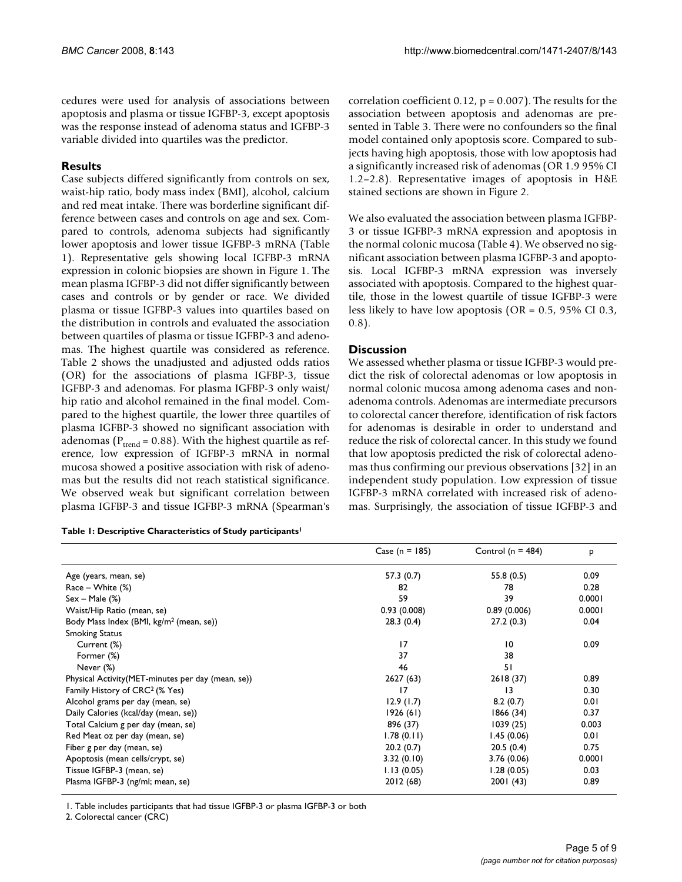cedures were used for analysis of associations between apoptosis and plasma or tissue IGFBP-3, except apoptosis was the response instead of adenoma status and IGFBP-3 variable divided into quartiles was the predictor.

## Results

Case subjects differed significantly from controls on sex, waist-hip ratio, body mass index (BMI), alcohol, calcium and red meat intake. There was borderline significant difference between cases and controls on age and sex. Compared to controls, adenoma subjects had significantly lower apoptosis and lower tissue IGFBP-3 mRNA (Table 1). Representative gels showing local IGFBP-3 mRNA expression in colonic biopsies are shown in Figure 1. The mean plasma IGFBP-3 did not differ significantly between cases and controls or by gender or race. We divided plasma or tissue IGFBP-3 values into quartiles based on the distribution in controls and evaluated the association between quartiles of plasma or tissue IGFBP-3 and adenomas. The highest quartile was considered as reference. Table 2 shows the unadjusted and adjusted odds ratios (OR) for the associations of plasma IGFBP-3, tissue IGFBP-3 and adenomas. For plasma IGFBP-3 only waist/hip ratio and alcohol remained in the final model. Compared to the highest quartile, the lower three quartiles of plasma IGFBP-3 showed no significant association with adenomas ($P_{trend} = 0.88$). With the highest quartile as reference, low expression of IGFBP-3 mRNA in normal mucosa showed a positive association with risk of adenomas but the results did not reach statistical significance. We observed weak but significant correlation between plasma IGFBP-3 and tissue IGFBP-3 mRNA (Spearman's correlation coefficient 0.12, $p = 0.007$). The results for the association between apoptosis and adenomas are presented in Table 3. There were no confounders so the final model contained only apoptosis score. Compared to subjects having high apoptosis, those with low apoptosis had a significantly increased risk of adenomas (OR 1.9 95% CI 1.2–2.8). Representative images of apoptosis in H&E stained sections are shown in Figure 2.

We also evaluated the association between plasma IGFBP-3 or tissue IGFBP-3 mRNA expression and apoptosis in the normal colonic mucosa (Table 4). We observed no significant association between plasma IGFBP-3 and apoptosis. Local IGFBP-3 mRNA expression was inversely associated with apoptosis. Compared to the highest quartile, those in the lowest quartile of tissue IGFBP-3 were less likely to have low apoptosis (OR = 0.5, 95% CI 0.3, 0.8).

## Discussion

We assessed whether plasma or tissue IGFBP-3 would predict the risk of colorectal adenomas or low apoptosis in normal colonic mucosa among adenoma cases and non-adenoma controls. Adenomas are intermediate precursors to colorectal cancer therefore, identification of risk factors for adenomas is desirable in order to understand and reduce the risk of colorectal cancer. In this study we found that low apoptosis predicted the risk of colorectal adenomas thus confirming our previous observations [32] in an independent study population. Low expression of tissue IGFBP-3 mRNA correlated with increased risk of adenomas. Surprisingly, the association of tissue IGFBP-3 and

**Table 1: Descriptive Characteristics of Study participants[1]**

| | Case (n = 185) | Control (n = 484) | p |
|---|---|---|---|
| Age (years, mean, se) | 57.3 (0.7) | 55.8 (0.5) | 0.09 |
| Race – White (%) | 82 | 78 | 0.28 |
| Sex – Male (%) | 59 | 39 | 0.0001 |
| Waist/Hip Ratio (mean, se) | 0.93 (0.008) | 0.89 (0.006) | 0.0001 |
| Body Mass Index (BMI, kg/m$^2$ (mean, se)) | 28.3 (0.4) | 27.2 (0.3) | 0.04 |
| Smoking Status | | | |
| Current (%) | 17 | 10 | 0.09 |
| Former (%) | 37 | 38 | |
| Never (%) | 46 | 51 | |
| Physical Activity(MET-minutes per day (mean, se)) | 2627 (63) | 2618 (37) | 0.89 |
| Family History of CRC[2] (% Yes) | 17 | 13 | 0.30 |
| Alcohol grams per day (mean, se) | 12.9 (1.7) | 8.2 (0.7) | 0.01 |
| Daily Calories (kcal/day (mean, se)) | 1926 (61) | 1866 (34) | 0.37 |
| Total Calcium g per day (mean, se) | 896 (37) | 1039 (25) | 0.003 |
| Red Meat oz per day (mean, se) | 1.78 (0.11) | 1.45 (0.06) | 0.01 |
| Fiber g per day (mean, se) | 20.2 (0.7) | 20.5 (0.4) | 0.75 |
| Apoptosis (mean cells/crypt, se) | 3.32 (0.10) | 3.76 (0.06) | 0.0001 |
| Tissue IGFBP-3 (mean, se) | 1.13 (0.05) | 1.28 (0.05) | 0.03 |
| Plasma IGFBP-3 (ng/ml; mean, se) | 2012 (68) | 2001 (43) | 0.89 |

1. Table includes participants that had tissue IGFBP-3 or plasma IGFBP-3 or both

2. Colorectal cancer (CRC)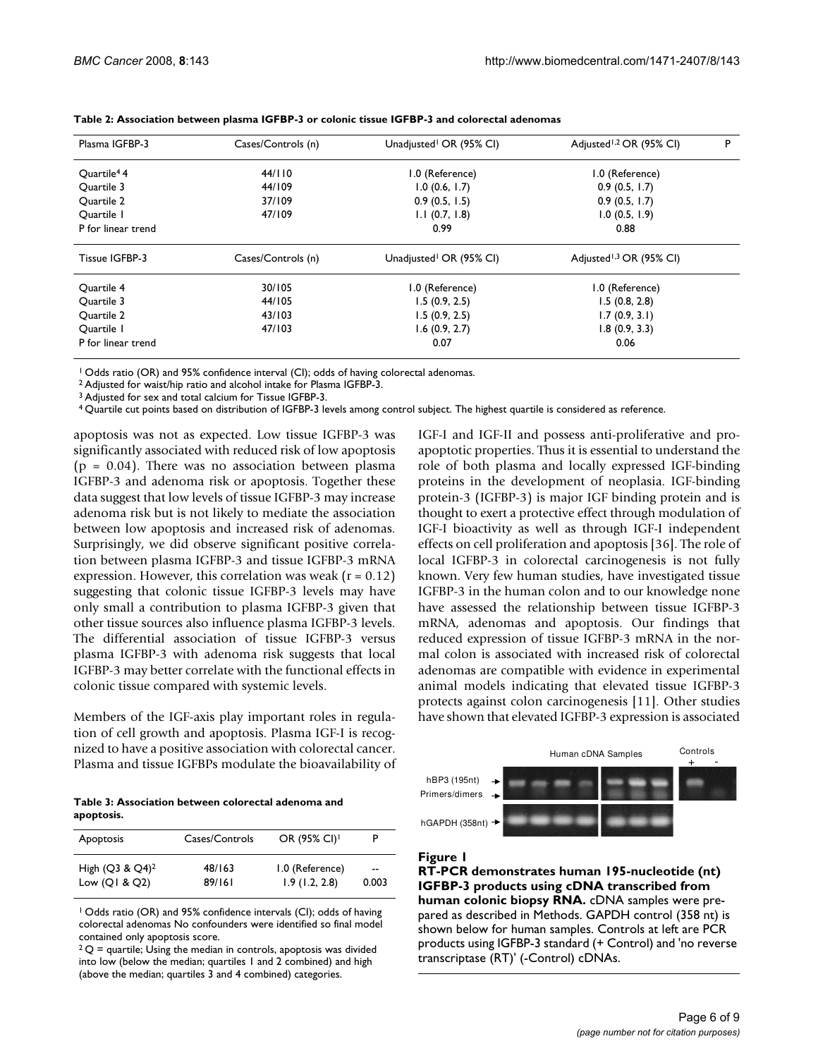**Table 2: Association between plasma IGFBP-3 or colonic tissue IGFBP-3 and colorectal adenomas**

| Plasma IGFBP-3 | Cases/Controls (n) | Unadjusted[1] OR (95% CI) | Adjusted[1,2] OR (95% CI) | P |
|---|---|---|---|---|
| Quartile[4] 4 | 44/110 | 1.0 (Reference) | 1.0 (Reference) | |
| Quartile 3 | 44/109 | 1.0 (0.6, 1.7) | 0.9 (0.5, 1.7) | |
| Quartile 2 | 37/109 | 0.9 (0.5, 1.5) | 0.9 (0.5, 1.7) | |
| Quartile 1 | 47/109 | 1.1 (0.7, 1.8) | 1.0 (0.5, 1.9) | |
| P for linear trend | | 0.99 | 0.88 | |
| **Tissue IGFBP-3** | **Cases/Controls (n)** | **Unadjusted[1] OR (95% CI)** | **Adjusted[1,3] OR (95% CI)** | |
| Quartile 4 | 30/105 | 1.0 (Reference) | 1.0 (Reference) | |
| Quartile 3 | 44/105 | 1.5 (0.9, 2.5) | 1.5 (0.8, 2.8) | |
| Quartile 2 | 43/103 | 1.5 (0.9, 2.5) | 1.7 (0.9, 3.1) | |
| Quartile 1 | 47/103 | 1.6 (0.9, 2.7) | 1.8 (0.9, 3.3) | |
| P for linear trend | | 0.07 | 0.06 | |

[1] Odds ratio (OR) and 95% confidence interval (CI); odds of having colorectal adenomas.
[2] Adjusted for waist/hip ratio and alcohol intake for Plasma IGFBP-3.
[3] Adjusted for sex and total calcium for Tissue IGFBP-3.
[4] Quartile cut points based on distribution of IGFBP-3 levels among control subject. The highest quartile is considered as reference.

apoptosis was not as expected. Low tissue IGFBP-3 was significantly associated with reduced risk of low apoptosis ($p = 0.04$). There was no association between plasma IGFBP-3 and adenoma risk or apoptosis. Together these data suggest that low levels of tissue IGFBP-3 may increase adenoma risk but is not likely to mediate the association between low apoptosis and increased risk of adenomas. Surprisingly, we did observe significant positive correlation between plasma IGFBP-3 and tissue IGFBP-3 mRNA expression. However, this correlation was weak ($r = 0.12$) suggesting that colonic tissue IGFBP-3 levels may have only small a contribution to plasma IGFBP-3 given that other tissue sources also influence plasma IGFBP-3 levels. The differential association of tissue IGFBP-3 versus plasma IGFBP-3 with adenoma risk suggests that local IGFBP-3 may better correlate with the functional effects in colonic tissue compared with systemic levels.

Members of the IGF-axis play important roles in regulation of cell growth and apoptosis. Plasma IGF-I is recognized to have a positive association with colorectal cancer. Plasma and tissue IGFBPs modulate the bioavailability of IGF-I and IGF-II and possess anti-proliferative and pro-apoptotic properties. Thus it is essential to understand the role of both plasma and locally expressed IGF-binding proteins in the development of neoplasia. IGF-binding protein-3 (IGFBP-3) is major IGF binding protein and is thought to exert a protective effect through modulation of IGF-I bioactivity as well as through IGF-I independent effects on cell proliferation and apoptosis [36]. The role of local IGFBP-3 in colorectal carcinogenesis is not fully known. Very few human studies, have investigated tissue IGFBP-3 in the human colon and to our knowledge none have assessed the relationship between tissue IGFBP-3 mRNA, adenomas and apoptosis. Our findings that reduced expression of tissue IGFBP-3 mRNA in the normal colon is associated with increased risk of colorectal adenomas are compatible with evidence in experimental animal models indicating that elevated tissue IGFBP-3 protects against colon carcinogenesis [11]. Other studies have shown that elevated IGFBP-3 expression is associated

**Table 3: Association between colorectal adenoma and apoptosis.**

| Apoptosis | Cases/Controls | OR (95% CI)[1] | P |
|---|---|---|---|
| High (Q3 & Q4)[2] | 48/163 | 1.0 (Reference) | -- |
| Low (Q1 & Q2) | 89/161 | 1.9 (1.2, 2.8) | 0.003 |

[1] Odds ratio (OR) and 95% confidence intervals (CI); odds of having colorectal adenomas No confounders were identified so final model contained only apoptosis score.
[2] Q = quartile; Using the median in controls, apoptosis was divided into low (below the median; quartiles 1 and 2 combined) and high (above the median; quartiles 3 and 4 combined) categories.

**Figure 1**
**RT-PCR demonstrates human 195-nucleotide (nt) IGFBP-3 products using cDNA transcribed from human colonic biopsy RNA.** cDNA samples were prepared as described in Methods. GAPDH control (358 nt) is shown below for human samples. Controls at left are PCR products using IGFBP-3 standard (+ Control) and 'no reverse transcriptase (RT)' (-Control) cDNAs.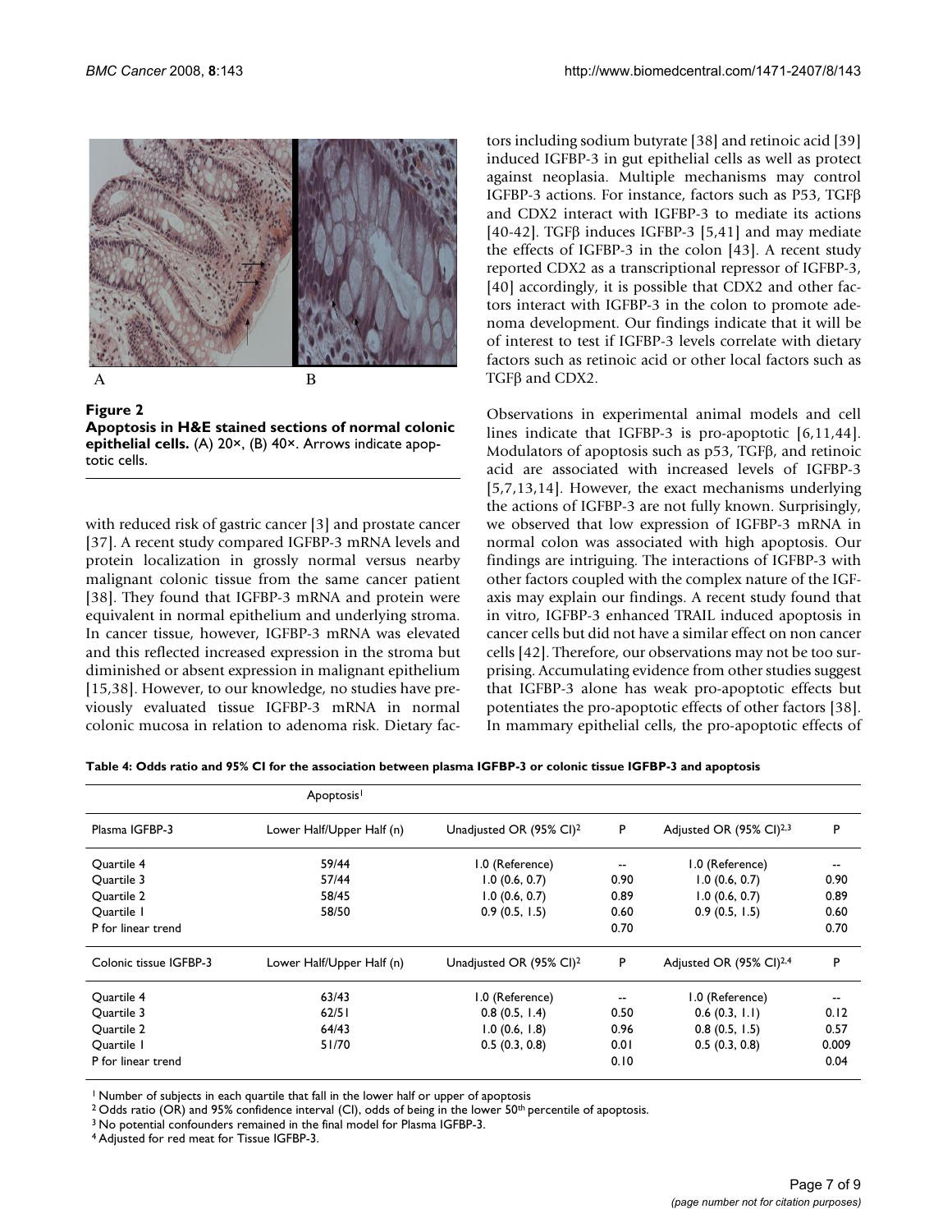Figure 2

**Apoptosis in H&E stained sections of normal colonic epithelial cells.** (A) 20×, (B) 40×. Arrows indicate apoptotic cells.

with reduced risk of gastric cancer [3] and prostate cancer [37]. A recent study compared IGFBP-3 mRNA levels and protein localization in grossly normal versus nearby malignant colonic tissue from the same cancer patient [38]. They found that IGFBP-3 mRNA and protein were equivalent in normal epithelium and underlying stroma. In cancer tissue, however, IGFBP-3 mRNA was elevated and this reflected increased expression in the stroma but diminished or absent expression in malignant epithelium [15,38]. However, to our knowledge, no studies have previously evaluated tissue IGFBP-3 mRNA in normal colonic mucosa in relation to adenoma risk. Dietary factors including sodium butyrate [38] and retinoic acid [39] induced IGFBP-3 in gut epithelial cells as well as protect against neoplasia. Multiple mechanisms may control IGFBP-3 actions. For instance, factors such as P53, TGFβ and CDX2 interact with IGFBP-3 to mediate its actions [40-42]. TGFβ induces IGFBP-3 [5,41] and may mediate the effects of IGFBP-3 in the colon [43]. A recent study reported CDX2 as a transcriptional repressor of IGFBP-3, [40] accordingly, it is possible that CDX2 and other factors interact with IGFBP-3 in the colon to promote adenoma development. Our findings indicate that it will be of interest to test if IGFBP-3 levels correlate with dietary factors such as retinoic acid or other local factors such as TGFβ and CDX2.

Observations in experimental animal models and cell lines indicate that IGFBP-3 is pro-apoptotic [6,11,44]. Modulators of apoptosis such as p53, TGFβ, and retinoic acid are associated with increased levels of IGFBP-3 [5,7,13,14]. However, the exact mechanisms underlying the actions of IGFBP-3 are not fully known. Surprisingly, we observed that low expression of IGFBP-3 mRNA in normal colon was associated with high apoptosis. Our findings are intriguing. The interactions of IGFBP-3 with other factors coupled with the complex nature of the IGF-axis may explain our findings. A recent study found that in vitro, IGFBP-3 enhanced TRAIL induced apoptosis in cancer cells but did not have a similar effect on non cancer cells [42]. Therefore, our observations may not be too surprising. Accumulating evidence from other studies suggest that IGFBP-3 alone has weak pro-apoptotic effects but potentiates the pro-apoptotic effects of other factors [38]. In mammary epithelial cells, the pro-apoptotic effects of

**Table 4: Odds ratio and 95% CI for the association between plasma IGFBP-3 or colonic tissue IGFBP-3 and apoptosis**

| | Apoptosis[1] | | | | |
|---|---|---|---|---|---|
| Plasma IGFBP-3 | Lower Half/Upper Half (n) | Unadjusted OR (95% CI)[2] | P | Adjusted OR (95% CI)[2,3] | P |
| Quartile 4 | 59/44 | 1.0 (Reference) | -- | 1.0 (Reference) | -- |
| Quartile 3 | 57/44 | 1.0 (0.6, 0.7) | 0.90 | 1.0 (0.6, 0.7) | 0.90 |
| Quartile 2 | 58/45 | 1.0 (0.6, 0.7) | 0.89 | 1.0 (0.6, 0.7) | 0.89 |
| Quartile 1 | 58/50 | 0.9 (0.5, 1.5) | 0.60 | 0.9 (0.5, 1.5) | 0.60 |
| P for linear trend | | | 0.70 | | 0.70 |
| Colonic tissue IGFBP-3 | Lower Half/Upper Half (n) | Unadjusted OR (95% CI)[2] | P | Adjusted OR (95% CI)[2,4] | P |
| Quartile 4 | 63/43 | 1.0 (Reference) | -- | 1.0 (Reference) | -- |
| Quartile 3 | 62/51 | 0.8 (0.5, 1.4) | 0.50 | 0.6 (0.3, 1.1) | 0.12 |
| Quartile 2 | 64/43 | 1.0 (0.6, 1.8) | 0.96 | 0.8 (0.5, 1.5) | 0.57 |
| Quartile 1 | 51/70 | 0.5 (0.3, 0.8) | 0.01 | 0.5 (0.3, 0.8) | 0.009 |
| P for linear trend | | | 0.10 | | 0.04 |

[1] Number of subjects in each quartile that fall in the lower half or upper of apoptosis
[2] Odds ratio (OR) and 95% confidence interval (CI), odds of being in the lower 50th percentile of apoptosis.
[3] No potential confounders remained in the final model for Plasma IGFBP-3.
[4] Adjusted for red meat for Tissue IGFBP-3.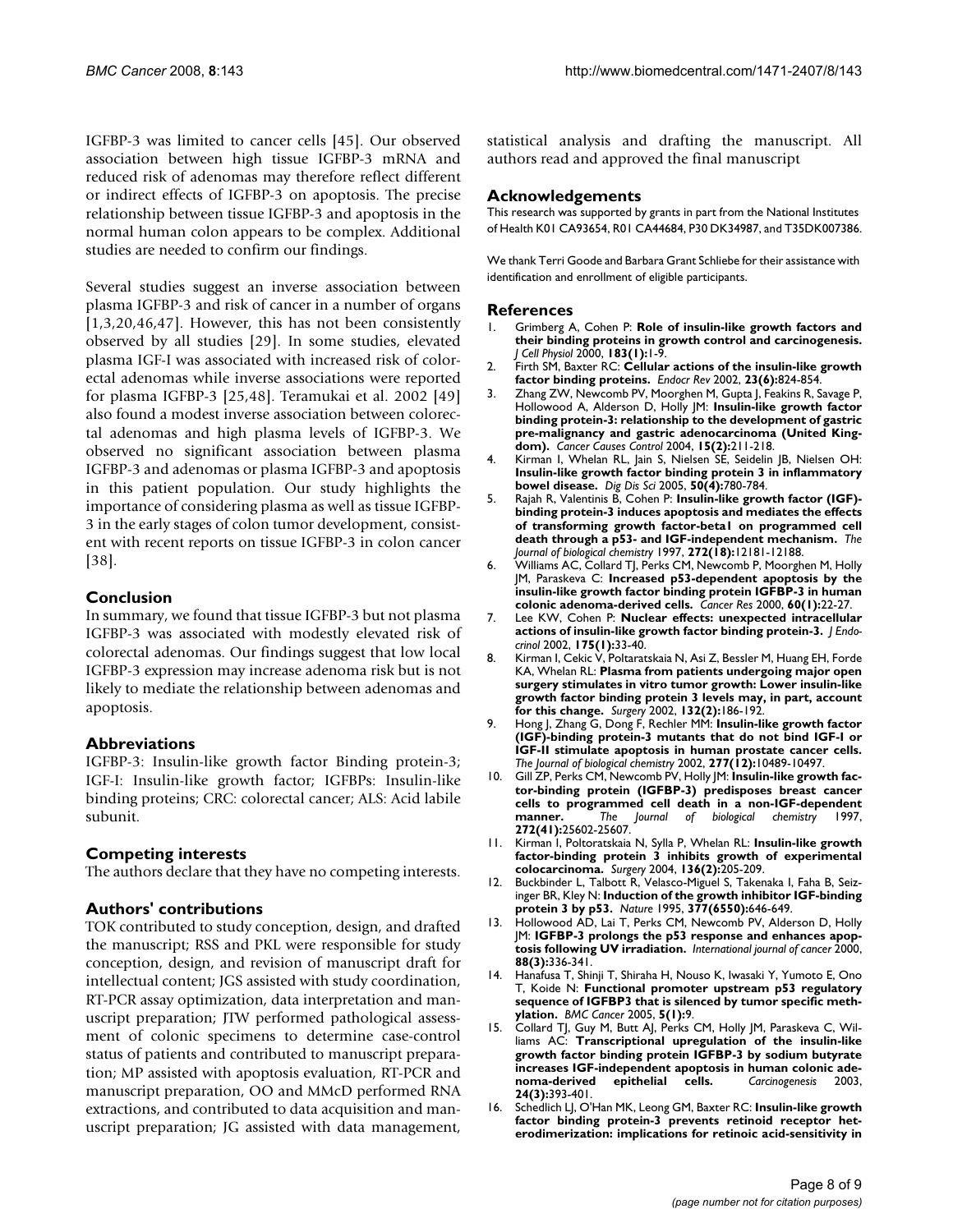IGFBP-3 was limited to cancer cells [45]. Our observed association between high tissue IGFBP-3 mRNA and reduced risk of adenomas may therefore reflect different or indirect effects of IGFBP-3 on apoptosis. The precise relationship between tissue IGFBP-3 and apoptosis in the normal human colon appears to be complex. Additional studies are needed to confirm our findings.

Several studies suggest an inverse association between plasma IGFBP-3 and risk of cancer in a number of organs [1,3,20,46,47]. However, this has not been consistently observed by all studies [29]. In some studies, elevated plasma IGF-I was associated with increased risk of colorectal adenomas while inverse associations were reported for plasma IGFBP-3 [25,48]. Teramukai et al. 2002 [49] also found a modest inverse association between colorectal adenomas and high plasma levels of IGFBP-3. We observed no significant association between plasma IGFBP-3 and adenomas or plasma IGFBP-3 and apoptosis in this patient population. Our study highlights the importance of considering plasma as well as tissue IGFBP-3 in the early stages of colon tumor development, consistent with recent reports on tissue IGFBP-3 in colon cancer [38].

## Conclusion

In summary, we found that tissue IGFBP-3 but not plasma IGFBP-3 was associated with modestly elevated risk of colorectal adenomas. Our findings suggest that low local IGFBP-3 expression may increase adenoma risk but is not likely to mediate the relationship between adenomas and apoptosis.

## Abbreviations

IGFBP-3: Insulin-like growth factor Binding protein-3; IGF-I: Insulin-like growth factor; IGFBPs: Insulin-like binding proteins; CRC: colorectal cancer; ALS: Acid labile subunit.

## Competing interests

The authors declare that they have no competing interests.

## Authors' contributions

TOK contributed to study conception, design, and drafted the manuscript; RSS and PKL were responsible for study conception, design, and revision of manuscript draft for intellectual content; JGS assisted with study coordination, RT-PCR assay optimization, data interpretation and manuscript preparation; JTW performed pathological assessment of colonic specimens to determine case-control status of patients and contributed to manuscript preparation; MP assisted with apoptosis evaluation, RT-PCR and manuscript preparation, OO and MMcD performed RNA extractions, and contributed to data acquisition and manuscript preparation; JG assisted with data management, statistical analysis and drafting the manuscript. All authors read and approved the final manuscript

## Acknowledgements

This research was supported by grants in part from the National Institutes of Health K01 CA93654, R01 CA44684, P30 DK34987, and T35DK007386.

We thank Terri Goode and Barbara Grant Schliebe for their assistance with identification and enrollment of eligible participants.

## References

1. Grimberg A, Cohen P: **Role of insulin-like growth factors and their binding proteins in growth control and carcinogenesis.** *J Cell Physiol* 2000, **183(1):**1-9.
2. Firth SM, Baxter RC: **Cellular actions of the insulin-like growth factor binding proteins.** *Endocr Rev* 2002, **23(6):**824-854.
3. Zhang ZW, Newcomb PV, Moorghen M, Gupta J, Feakins R, Savage P, Hollowood A, Alderson D, Holly JM: **Insulin-like growth factor binding protein-3: relationship to the development of gastric pre-malignancy and gastric adenocarcinoma (United Kingdom).** *Cancer Causes Control* 2004, **15(2):**211-218.
4. Kirman I, Whelan RL, Jain S, Nielsen SE, Seidelin JB, Nielsen OH: **Insulin-like growth factor binding protein 3 in inflammatory bowel disease.** *Dig Dis Sci* 2005, **50(4):**780-784.
5. Rajah R, Valentinis B, Cohen P: **Insulin-like growth factor (IGF)-binding protein-3 induces apoptosis and mediates the effects of transforming growth factor-beta1 on programmed cell death through a p53- and IGF-independent mechanism.** *The Journal of biological chemistry* 1997, **272(18):**12181-12188.
6. Williams AC, Collard TJ, Perks CM, Newcomb P, Moorghen M, Holly JM, Paraskeva C: **Increased p53-dependent apoptosis by the insulin-like growth factor binding protein IGFBP-3 in human colonic adenoma-derived cells.** *Cancer Res* 2000, **60(1):**22-27.
7. Lee KW, Cohen P: **Nuclear effects: unexpected intracellular actions of insulin-like growth factor binding protein-3.** *J Endocrinol* 2002, **175(1):**33-40.
8. Kirman I, Cekic V, Poltaratskaia N, Asi Z, Bessler M, Huang EH, Forde KA, Whelan RL: **Plasma from patients undergoing major open surgery stimulates in vitro tumor growth: Lower insulin-like growth factor binding protein 3 levels may, in part, account for this change.** *Surgery* 2002, **132(2):**186-192.
9. Hong J, Zhang G, Dong F, Rechler MM: **Insulin-like growth factor (IGF)-binding protein-3 mutants that do not bind IGF-I or IGF-II stimulate apoptosis in human prostate cancer cells.** *The Journal of biological chemistry* 2002, **277(12):**10489-10497.
10. Gill ZP, Perks CM, Newcomb PV, Holly JM: **Insulin-like growth factor-binding protein (IGFBP-3) predisposes breast cancer cells to programmed cell death in a non-IGF-dependent manner.** *The Journal of biological chemistry* 1997, **272(41):**25602-25607.
11. Kirman I, Poltoratskaia N, Sylla P, Whelan RL: **Insulin-like growth factor-binding protein 3 inhibits growth of experimental colocarcinoma.** *Surgery* 2004, **136(2):**205-209.
12. Buckbinder L, Talbott R, Velasco-Miguel S, Takenaka I, Faha B, Seizinger BR, Kley N: **Induction of the growth inhibitor IGF-binding protein 3 by p53.** *Nature* 1995, **377(6550):**646-649.
13. Hollowood AD, Lai T, Perks CM, Newcomb PV, Alderson D, Holly JM: **IGFBP-3 prolongs the p53 response and enhances apoptosis following UV irradiation.** *International journal of cancer* 2000, **88(3):**336-341.
14. Hanafusa T, Shinji T, Shiraha H, Nouso K, Iwasaki Y, Yumoto E, Ono T, Koide N: **Functional promoter upstream p53 regulatory sequence of IGFBP3 that is silenced by tumor specific methylation.** *BMC Cancer* 2005, **5(1):**9.
15. Collard TJ, Guy M, Butt AJ, Perks CM, Holly JM, Paraskeva C, Williams AC: **Transcriptional upregulation of the insulin-like growth factor binding protein IGFBP-3 by sodium butyrate increases IGF-independent apoptosis in human colonic adenoma-derived epithelial cells.** *Carcinogenesis* 2003, **24(3):**393-401.
16. Schedlich LJ, O'Han MK, Leong GM, Baxter RC: **Insulin-like growth factor binding protein-3 prevents retinoid receptor heterodimerization: implications for retinoic acid-sensitivity in**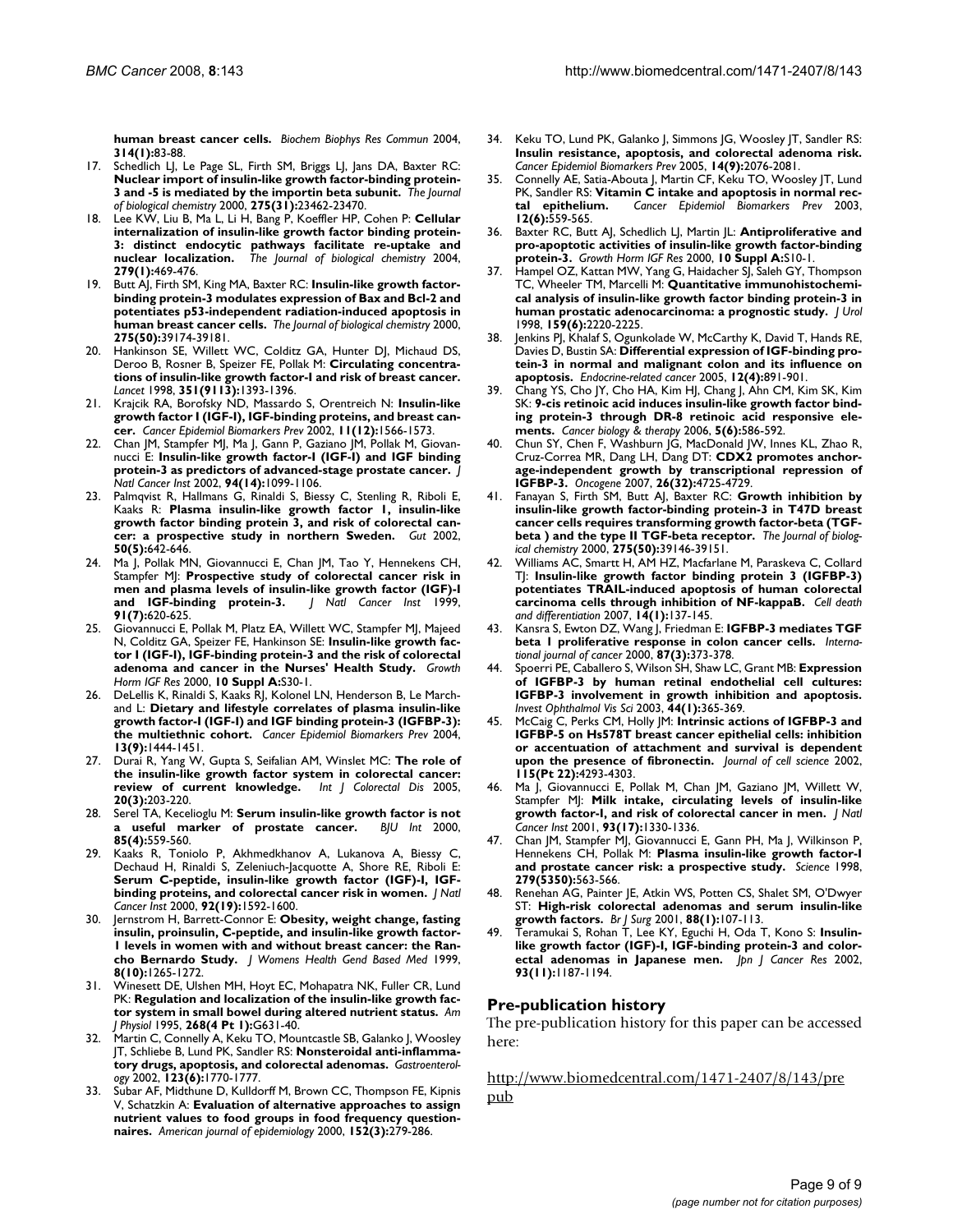human breast cancer cells. *Biochem Biophys Res Commun* 2004, **314(1)**:83-88.

17. Schedlich LJ, Le Page SL, Firth SM, Briggs LJ, Jans DA, Baxter RC: **Nuclear import of insulin-like growth factor-binding protein-3 and -5 is mediated by the importin beta subunit.** *The Journal of biological chemistry* 2000, **275(31)**:23462-23470.
18. Lee KW, Liu B, Ma L, Li H, Bang P, Koeffler HP, Cohen P: **Cellular internalization of insulin-like growth factor binding protein-3: distinct endocytic pathways facilitate re-uptake and nuclear localization.** *The Journal of biological chemistry* 2004, **279(1)**:469-476.
19. Butt AJ, Firth SM, King MA, Baxter RC: **Insulin-like growth factor-binding protein-3 modulates expression of Bax and Bcl-2 and potentiates p53-independent radiation-induced apoptosis in human breast cancer cells.** *The Journal of biological chemistry* 2000, **275(50)**:39174-39181.
20. Hankinson SE, Willett WC, Colditz GA, Hunter DJ, Michaud DS, Deroo B, Rosner B, Speizer FE, Pollak M: **Circulating concentrations of insulin-like growth factor-I and risk of breast cancer.** *Lancet* 1998, **351(9113)**:1393-1396.
21. Krajcik RA, Borofsky ND, Massardo S, Orentreich N: **Insulin-like growth factor I (IGF-I), IGF-binding proteins, and breast cancer.** *Cancer Epidemiol Biomarkers Prev* 2002, **11(12)**:1566-1573.
22. Chan JM, Stampfer MJ, Ma J, Gann P, Gaziano JM, Pollak M, Giovannucci E: **Insulin-like growth factor-I (IGF-I) and IGF binding protein-3 as predictors of advanced-stage prostate cancer.** *J Natl Cancer Inst* 2002, **94(14)**:1099-1106.
23. Palmqvist R, Hallmans G, Rinaldi S, Biessy C, Stenling R, Riboli E, Kaaks R: **Plasma insulin-like growth factor 1, insulin-like growth factor binding protein 3, and risk of colorectal cancer: a prospective study in northern Sweden.** *Gut* 2002, **50(5)**:642-646.
24. Ma J, Pollak MN, Giovannucci E, Chan JM, Tao Y, Hennekens CH, Stampfer MJ: **Prospective study of colorectal cancer risk in men and plasma levels of insulin-like growth factor (IGF)-I and IGF-binding protein-3.** *J Natl Cancer Inst* 1999, **91(7)**:620-625.
25. Giovannucci E, Pollak M, Platz EA, Willett WC, Stampfer MJ, Majeed N, Colditz GA, Speizer FE, Hankinson SE: **Insulin-like growth factor I (IGF-I), IGF-binding protein-3 and the risk of colorectal adenoma and cancer in the Nurses' Health Study.** *Growth Horm IGF Res* 2000, **10 Suppl A**:S30-1.
26. DeLellis K, Rinaldi S, Kaaks RJ, Kolonel LN, Henderson B, Le Marchand L: **Dietary and lifestyle correlates of plasma insulin-like growth factor-I (IGF-I) and IGF binding protein-3 (IGFBP-3): the multiethnic cohort.** *Cancer Epidemiol Biomarkers Prev* 2004, **13(9)**:1444-1451.
27. Durai R, Yang W, Gupta S, Seifalian AM, Winslet MC: **The role of the insulin-like growth factor system in colorectal cancer: review of current knowledge.** *Int J Colorectal Dis* 2005, **20(3)**:203-220.
28. Serel TA, Kecelioglu M: **Serum insulin-like growth factor is not a useful marker of prostate cancer.** *BJU Int* 2000, **85(4)**:559-560.
29. Kaaks R, Toniolo P, Akhmedkhanov A, Lukanova A, Biessy C, Dechaud H, Rinaldi S, Zeleniuch-Jacquotte A, Shore RE, Riboli E: **Serum C-peptide, insulin-like growth factor (IGF)-I, IGF-binding proteins, and colorectal cancer risk in women.** *J Natl Cancer Inst* 2000, **92(19)**:1592-1600.
30. Jernstrom H, Barrett-Connor E: **Obesity, weight change, fasting insulin, proinsulin, C-peptide, and insulin-like growth factor-1 levels in women with and without breast cancer: the Rancho Bernardo Study.** *J Womens Health Gend Based Med* 1999, **8(10)**:1265-1272.
31. Winesett DE, Ulshen MH, Hoyt EC, Mohapatra NK, Fuller CR, Lund PK: **Regulation and localization of the insulin-like growth factor system in small bowel during altered nutrient status.** *Am J Physiol* 1995, **268(4 Pt 1)**:G631-40.
32. Martin C, Connelly A, Keku TO, Mountcastle SB, Galanko J, Woosley JT, Schliebe B, Lund PK, Sandler RS: **Nonsteroidal anti-inflammatory drugs, apoptosis, and colorectal adenomas.** *Gastroenterology* 2002, **123(6)**:1770-1777.
33. Subar AF, Midthune D, Kulldorff M, Brown CC, Thompson FE, Kipnis V, Schatzkin A: **Evaluation of alternative approaches to assign nutrient values to food groups in food frequency questionnaires.** *American journal of epidemiology* 2000, **152(3)**:279-286.
34. Keku TO, Lund PK, Galanko J, Simmons JG, Woosley JT, Sandler RS: **Insulin resistance, apoptosis, and colorectal adenoma risk.** *Cancer Epidemiol Biomarkers Prev* 2005, **14(9)**:2076-2081.
35. Connelly AE, Satia-Abouta J, Martin CF, Keku TO, Woosley JT, Lund PK, Sandler RS: **Vitamin C intake and apoptosis in normal rectal epithelium.** *Cancer Epidemiol Biomarkers Prev* 2003, **12(6)**:559-565.
36. Baxter RC, Butt AJ, Schedlich LJ, Martin JL: **Antiproliferative and pro-apoptotic activities of insulin-like growth factor-binding protein-3.** *Growth Horm IGF Res* 2000, **10 Suppl A**:S10-1.
37. Hampel OZ, Kattan MW, Yang G, Haidacher SJ, Saleh GY, Thompson TC, Wheeler TM, Marcelli M: **Quantitative immunohistochemical analysis of insulin-like growth factor binding protein-3 in human prostatic adenocarcinoma: a prognostic study.** *J Urol* 1998, **159(6)**:2220-2225.
38. Jenkins PJ, Khalaf S, Ogunkolade W, McCarthy K, David T, Hands RE, Davies D, Bustin SA: **Differential expression of IGF-binding protein-3 in normal and malignant colon and its influence on apoptosis.** *Endocrine-related cancer* 2005, **12(4)**:891-901.
39. Chang YS, Cho JY, Cho HA, Kim HJ, Chang J, Ahn CM, Kim SK, Kim SK: **9-cis retinoic acid induces insulin-like growth factor binding protein-3 through DR-8 retinoic acid responsive elements.** *Cancer biology & therapy* 2006, **5(6)**:586-592.
40. Chun SY, Chen F, Washburn JG, MacDonald JW, Innes KL, Zhao R, Cruz-Correa MR, Dang LH, Dang DT: **CDX2 promotes anchorage-independent growth by transcriptional repression of IGFBP-3.** *Oncogene* 2007, **26(32)**:4725-4729.
41. Fanayan S, Firth SM, Butt AJ, Baxter RC: **Growth inhibition by insulin-like growth factor-binding protein-3 in T47D breast cancer cells requires transforming growth factor-beta (TGF-beta ) and the type II TGF-beta receptor.** *The Journal of biological chemistry* 2000, **275(50)**:39146-39151.
42. Williams AC, Smartt H, AM HZ, Macfarlane M, Paraskeva C, Collard TJ: **Insulin-like growth factor binding protein 3 (IGFBP-3) potentiates TRAIL-induced apoptosis of human colorectal carcinoma cells through inhibition of NF-kappaB.** *Cell death and differentiation* 2007, **14(1)**:137-145.
43. Kansra S, Ewton DZ, Wang J, Friedman E: **IGFBP-3 mediates TGF beta 1 proliferative response in colon cancer cells.** *International journal of cancer* 2000, **87(3)**:373-378.
44. Spoerri PE, Caballero S, Wilson SH, Shaw LC, Grant MB: **Expression of IGFBP-3 by human retinal endothelial cell cultures: IGFBP-3 involvement in growth inhibition and apoptosis.** *Invest Ophthalmol Vis Sci* 2003, **44(1)**:365-369.
45. McCaig C, Perks CM, Holly JM: **Intrinsic actions of IGFBP-3 and IGFBP-5 on Hs578T breast cancer epithelial cells: inhibition or accentuation of attachment and survival is dependent upon the presence of fibronectin.** *Journal of cell science* 2002, **115(Pt 22)**:4293-4303.
46. Ma J, Giovannucci E, Pollak M, Chan JM, Gaziano JM, Willett W, Stampfer MJ: **Milk intake, circulating levels of insulin-like growth factor-I, and risk of colorectal cancer in men.** *J Natl Cancer Inst* 2001, **93(17)**:1330-1336.
47. Chan JM, Stampfer MJ, Giovannucci E, Gann PH, Ma J, Wilkinson P, Hennekens CH, Pollak M: **Plasma insulin-like growth factor-I and prostate cancer risk: a prospective study.** *Science* 1998, **279(5350)**:563-566.
48. Renehan AG, Painter JE, Atkin WS, Potten CS, Shalet SM, O'Dwyer ST: **High-risk colorectal adenomas and serum insulin-like growth factors.** *Br J Surg* 2001, **88(1)**:107-113.
49. Teramukai S, Rohan T, Lee KY, Eguchi H, Oda T, Kono S: **Insulin-like growth factor (IGF)-I, IGF-binding protein-3 and colorectal adenomas in Japanese men.** *Jpn J Cancer Res* 2002, **93(11)**:1187-1194.

## Pre-publication history

The pre-publication history for this paper can be accessed here:

http://www.biomedcentral.com/1471-2407/8/143/prepub